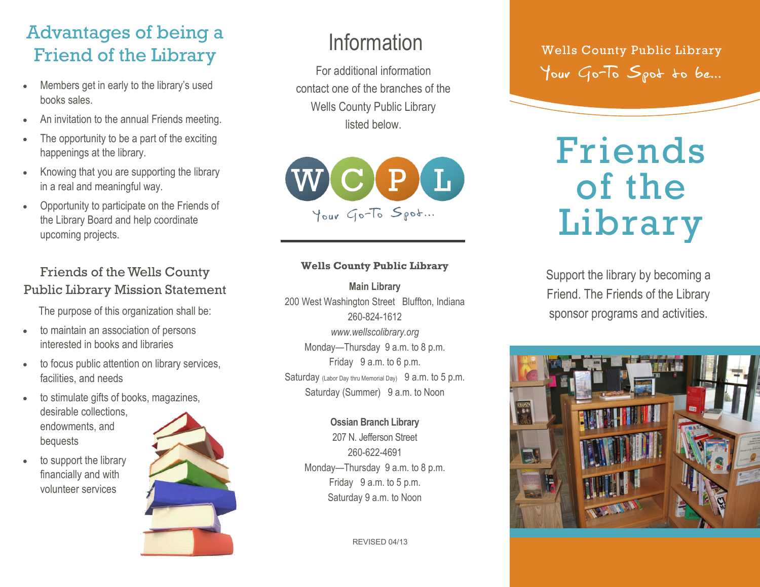## Advantages of being a Friend of the Library

- Members get in early to the library's used books sales.
- An invitation to the annual Friends meeting.
- The opportunity to be a part of the exciting happenings at the library.
- Knowing that you are supporting the library in a real and meaningful way.
- Opportunity to participate on the Friends of the Library Board and help coordinate upcoming projects.

### Friends of the Wells County Public Library Mission Statement

The purpose of this organization shall be:

- to maintain an association of persons interested in books and libraries
- to focus public attention on library services, facilities, and needs
- to stimulate gifts of books, magazines, desirable collections, endowments, and bequests
- to support the library financially and with volunteer services

## Information

For additional information contact one of the branches of the Wells County Public Library listed below.

WCPL

Your Go-To Spot...

**Wells County Public Library**

**Main Library**
200 West Washington Street Bluffton, Indiana
260-824-1612
*www.wellscolibrary.org*
Monday—Thursday 9 a.m. to 8 p.m.
Friday 9 a.m. to 6 p.m.
Saturday (Labor Day thru Memorial Day) 9 a.m. to 5 p.m.
Saturday (Summer) 9 a.m. to Noon

**Ossian Branch Library**
207 N. Jefferson Street
260-622-4691
Monday—Thursday 9 a.m. to 8 p.m.
Friday 9 a.m. to 5 p.m.
Saturday 9 a.m. to Noon

REVISED 04/13

Wells County Public Library

Your Go-To Spot to be...

# Friends of the Library

Support the library by becoming a Friend. The Friends of the Library sponsor programs and activities.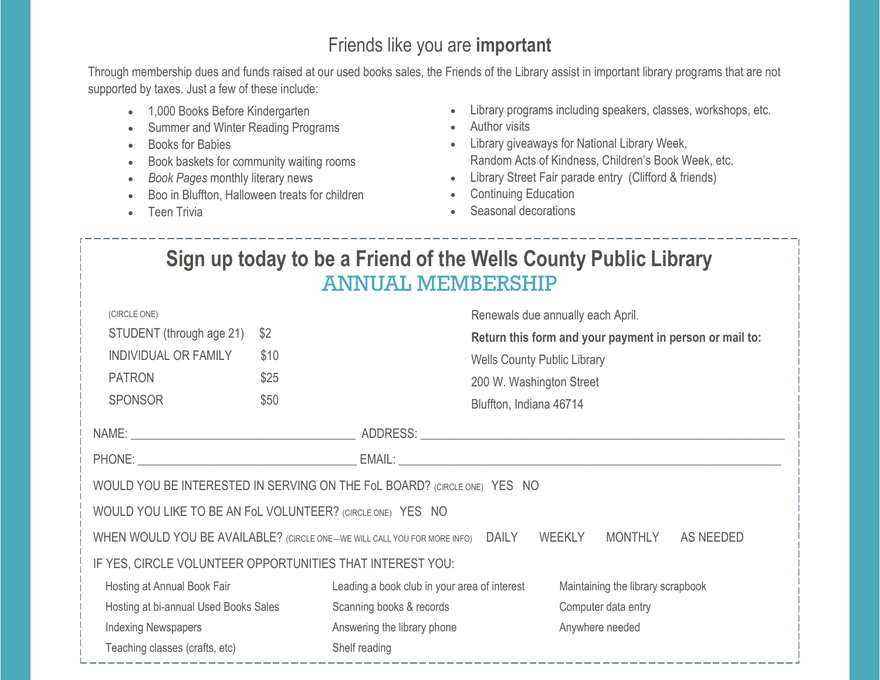## Friends like you are **important**

Through membership dues and funds raised at our used books sales, the Friends of the Library assist in important library programs that are not supported by taxes. Just a few of these include:

- 1,000 Books Before Kindergarten
- Summer and Winter Reading Programs
- Books for Babies
- Book baskets for community waiting rooms
- *Book Pages* monthly literary news
- Boo in Bluffton, Halloween treats for children
- Teen Trivia
- Library programs including speakers, classes, workshops, etc.
- Author visits
- Library giveaways for National Library Week, Random Acts of Kindness, Children's Book Week, etc.
- Library Street Fair parade entry (Clifford & friends)
- Continuing Education
- Seasonal decorations

# Sign up today to be a Friend of the Wells County Public Library

## ANNUAL MEMBERSHIP

(CIRCLE ONE)

| | |
|---|---|
| STUDENT (through age 21) | $2 |
| INDIVIDUAL OR FAMILY | $10 |
| PATRON | $25 |
| SPONSOR | $50 |

Renewals due annually each April.

**Return this form and your payment in person or mail to:**

Wells County Public Library
200 W. Washington Street
Bluffton, Indiana 46714

NAME: ___________________________________ ADDRESS: ___________________________________________________________

PHONE: __________________________________ EMAIL: _____________________________________________________________

WOULD YOU BE INTERESTED IN SERVING ON THE FoL BOARD? (CIRCLE ONE) YES NO

WOULD YOU LIKE TO BE AN FoL VOLUNTEER? (CIRCLE ONE) YES NO

WHEN WOULD YOU BE AVAILABLE? (CIRCLE ONE—WE WILL CALL YOU FOR MORE INFO) DAILY WEEKLY MONTHLY AS NEEDED

IF YES, CIRCLE VOLUNTEER OPPORTUNITIES THAT INTEREST YOU:

| | | |
|---|---|---|
| Hosting at Annual Book Fair | Leading a book club in your area of interest | Maintaining the library scrapbook |
| Hosting at bi-annual Used Books Sales | Scanning books & records | Computer data entry |
| Indexing Newspapers | Answering the library phone | Anywhere needed |
| Teaching classes (crafts, etc) | Shelf reading | |